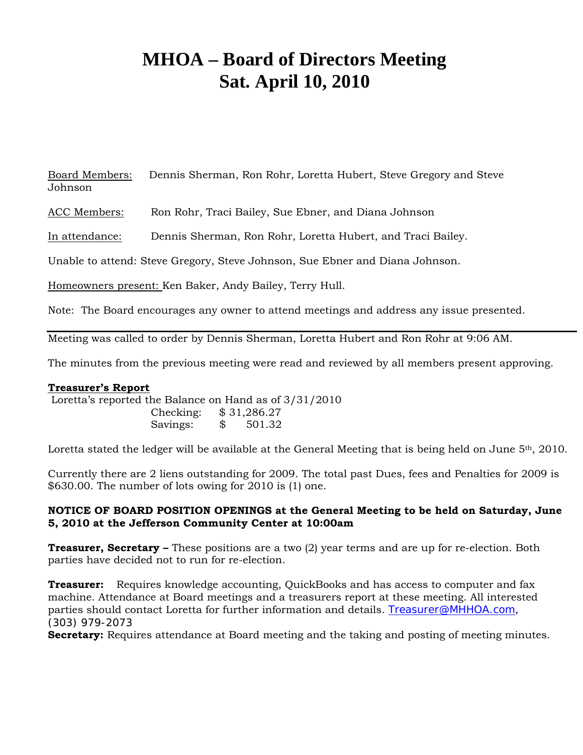# MHOA – Board of Directors Meeting
# Sat. April 10, 2010

Board Members: Dennis Sherman, Ron Rohr, Loretta Hubert, Steve Gregory and Steve Johnson

ACC Members: Ron Rohr, Traci Bailey, Sue Ebner, and Diana Johnson

In attendance: Dennis Sherman, Ron Rohr, Loretta Hubert, and Traci Bailey.

Unable to attend: Steve Gregory, Steve Johnson, Sue Ebner and Diana Johnson.

Homeowners present: Ken Baker, Andy Bailey, Terry Hull.

Note: The Board encourages any owner to attend meetings and address any issue presented.

---

Meeting was called to order by Dennis Sherman, Loretta Hubert and Ron Rohr at 9:06 AM.

The minutes from the previous meeting were read and reviewed by all members present approving.

**Treasurer's Report**

Loretta's reported the Balance on Hand as of 3/31/2010

Checking: $ 31,286.27
Savings: $ 501.32

Loretta stated the ledger will be available at the General Meeting that is being held on June 5th, 2010.

Currently there are 2 liens outstanding for 2009. The total past Dues, fees and Penalties for 2009 is $630.00. The number of lots owing for 2010 is (1) one.

**NOTICE OF BOARD POSITION OPENINGS at the General Meeting to be held on Saturday, June 5, 2010 at the Jefferson Community Center at 10:00am**

**Treasurer, Secretary –** These positions are a two (2) year terms and are up for re-election. Both parties have decided not to run for re-election.

**Treasurer:** Requires knowledge accounting, QuickBooks and has access to computer and fax machine. Attendance at Board meetings and a treasurers report at these meeting. All interested parties should contact Loretta for further information and details. Treasurer@MHHOA.com, (303) 979-2073

**Secretary:** Requires attendance at Board meeting and the taking and posting of meeting minutes.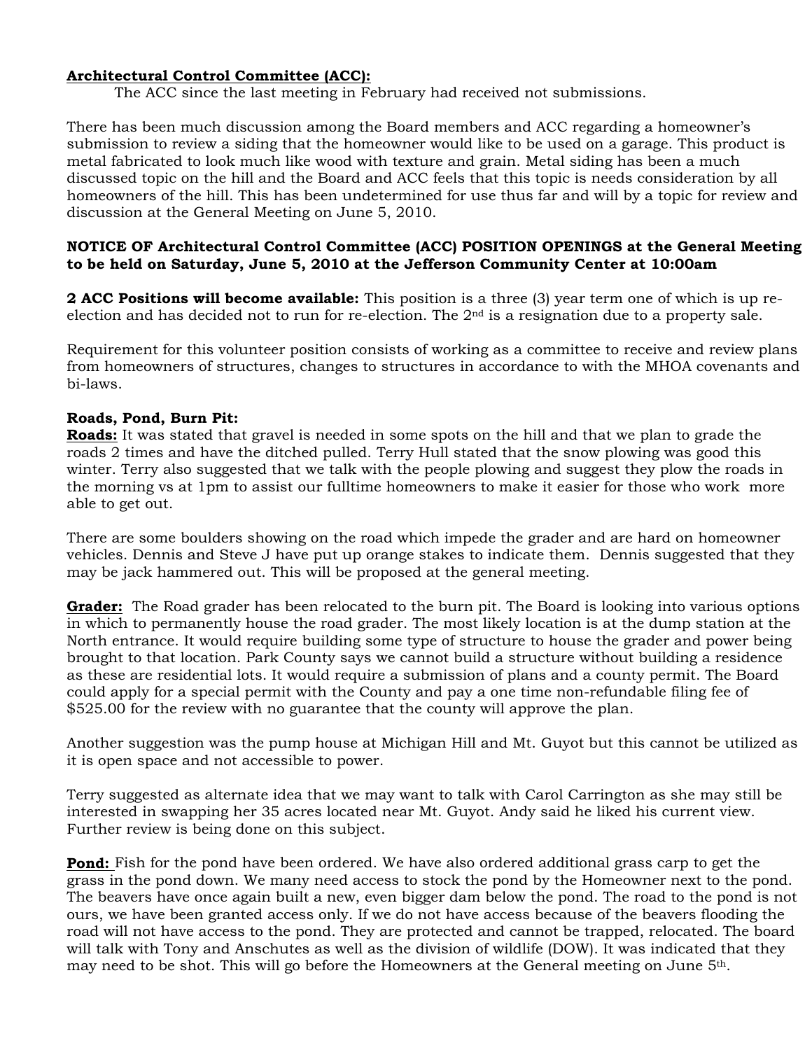**Architectural Control Committee (ACC):**

The ACC since the last meeting in February had received not submissions.

There has been much discussion among the Board members and ACC regarding a homeowner's submission to review a siding that the homeowner would like to be used on a garage. This product is metal fabricated to look much like wood with texture and grain. Metal siding has been a much discussed topic on the hill and the Board and ACC feels that this topic is needs consideration by all homeowners of the hill. This has been undetermined for use thus far and will by a topic for review and discussion at the General Meeting on June 5, 2010.

**NOTICE OF Architectural Control Committee (ACC) POSITION OPENINGS at the General Meeting to be held on Saturday, June 5, 2010 at the Jefferson Community Center at 10:00am**

**2 ACC Positions will become available:** This position is a three (3) year term one of which is up re-election and has decided not to run for re-election. The 2nd is a resignation due to a property sale.

Requirement for this volunteer position consists of working as a committee to receive and review plans from homeowners of structures, changes to structures in accordance to with the MHOA covenants and bi-laws.

**Roads, Pond, Burn Pit:**

**Roads:** It was stated that gravel is needed in some spots on the hill and that we plan to grade the roads 2 times and have the ditched pulled. Terry Hull stated that the snow plowing was good this winter. Terry also suggested that we talk with the people plowing and suggest they plow the roads in the morning vs at 1pm to assist our fulltime homeowners to make it easier for those who work more able to get out.

There are some boulders showing on the road which impede the grader and are hard on homeowner vehicles. Dennis and Steve J have put up orange stakes to indicate them. Dennis suggested that they may be jack hammered out. This will be proposed at the general meeting.

**Grader:** The Road grader has been relocated to the burn pit. The Board is looking into various options in which to permanently house the road grader. The most likely location is at the dump station at the North entrance. It would require building some type of structure to house the grader and power being brought to that location. Park County says we cannot build a structure without building a residence as these are residential lots. It would require a submission of plans and a county permit. The Board could apply for a special permit with the County and pay a one time non-refundable filing fee of $525.00 for the review with no guarantee that the county will approve the plan.

Another suggestion was the pump house at Michigan Hill and Mt. Guyot but this cannot be utilized as it is open space and not accessible to power.

Terry suggested as alternate idea that we may want to talk with Carol Carrington as she may still be interested in swapping her 35 acres located near Mt. Guyot. Andy said he liked his current view. Further review is being done on this subject.

**Pond:** Fish for the pond have been ordered. We have also ordered additional grass carp to get the grass in the pond down. We many need access to stock the pond by the Homeowner next to the pond. The beavers have once again built a new, even bigger dam below the pond. The road to the pond is not ours, we have been granted access only. If we do not have access because of the beavers flooding the road will not have access to the pond. They are protected and cannot be trapped, relocated. The board will talk with Tony and Anschutes as well as the division of wildlife (DOW). It was indicated that they may need to be shot. This will go before the Homeowners at the General meeting on June 5th.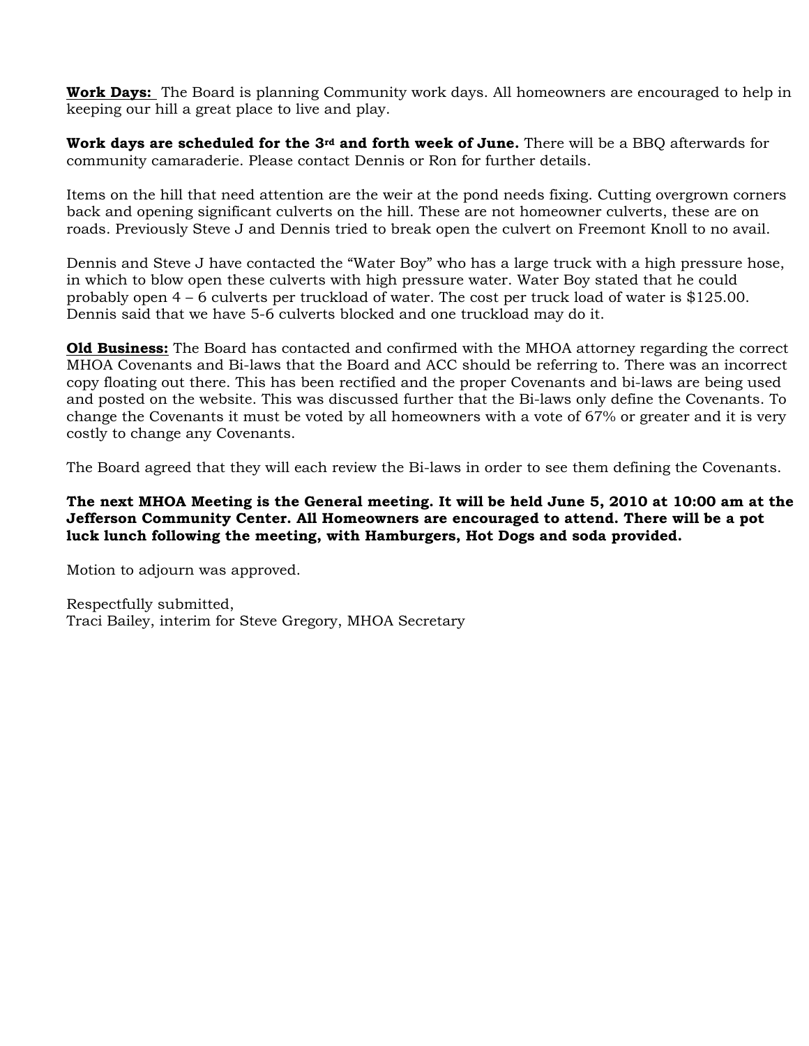**Work Days:** The Board is planning Community work days. All homeowners are encouraged to help in keeping our hill a great place to live and play.

**Work days are scheduled for the 3rd and forth week of June.** There will be a BBQ afterwards for community camaraderie. Please contact Dennis or Ron for further details.

Items on the hill that need attention are the weir at the pond needs fixing. Cutting overgrown corners back and opening significant culverts on the hill. These are not homeowner culverts, these are on roads. Previously Steve J and Dennis tried to break open the culvert on Freemont Knoll to no avail.

Dennis and Steve J have contacted the "Water Boy" who has a large truck with a high pressure hose, in which to blow open these culverts with high pressure water. Water Boy stated that he could probably open 4 – 6 culverts per truckload of water. The cost per truck load of water is $125.00. Dennis said that we have 5-6 culverts blocked and one truckload may do it.

**Old Business:** The Board has contacted and confirmed with the MHOA attorney regarding the correct MHOA Covenants and Bi-laws that the Board and ACC should be referring to. There was an incorrect copy floating out there. This has been rectified and the proper Covenants and bi-laws are being used and posted on the website. This was discussed further that the Bi-laws only define the Covenants. To change the Covenants it must be voted by all homeowners with a vote of 67% or greater and it is very costly to change any Covenants.

The Board agreed that they will each review the Bi-laws in order to see them defining the Covenants.

**The next MHOA Meeting is the General meeting. It will be held June 5, 2010 at 10:00 am at the Jefferson Community Center. All Homeowners are encouraged to attend. There will be a pot luck lunch following the meeting, with Hamburgers, Hot Dogs and soda provided.**

Motion to adjourn was approved.

Respectfully submitted,
Traci Bailey, interim for Steve Gregory, MHOA Secretary